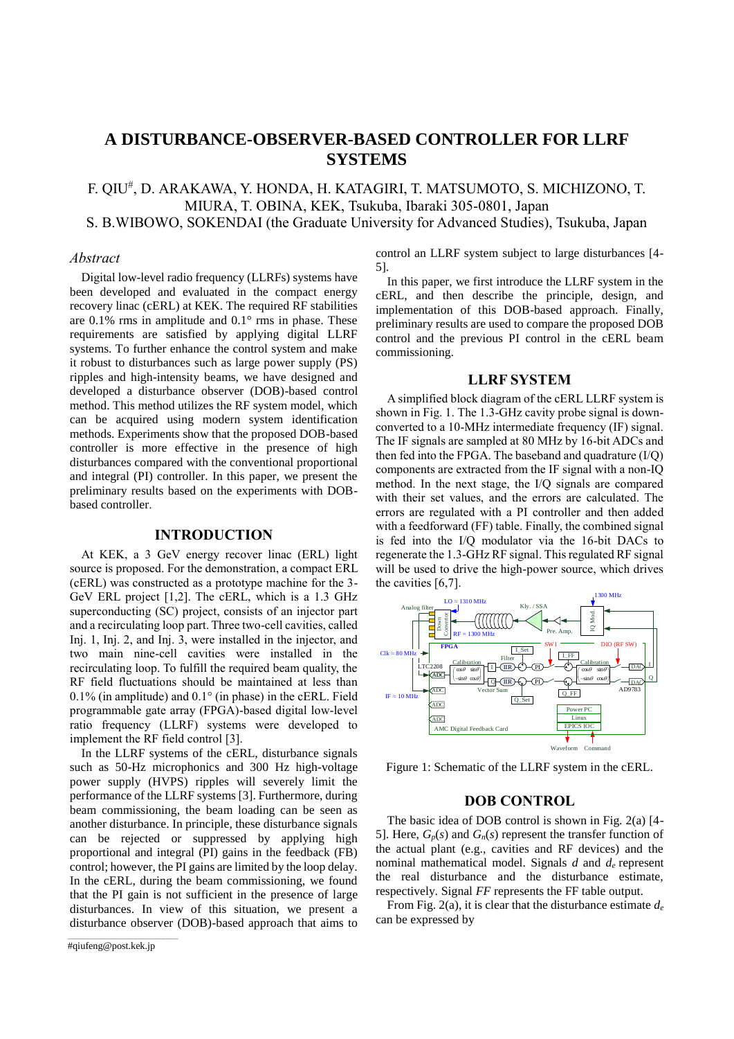# A DISTURBANCE-OBSERVER-BASED CONTROLLER FOR LLRF SYSTEMS

F. QIU[#], D. ARAKAWA, Y. HONDA, H. KATAGIRI, T. MATSUMOTO, S. MICHIZONO, T. MIURA, T. OBINA, KEK, Tsukuba, Ibaraki 305-0801, Japan
S. B.WIBOWO, SOKENDAI (the Graduate University for Advanced Studies), Tsukuba, Japan

## *Abstract*

Digital low-level radio frequency (LLRFs) systems have been developed and evaluated in the compact energy recovery linac (cERL) at KEK. The required RF stabilities are 0.1% rms in amplitude and 0.1° rms in phase. These requirements are satisfied by applying digital LLRF systems. To further enhance the control system and make it robust to disturbances such as large power supply (PS) ripples and high-intensity beams, we have designed and developed a disturbance observer (DOB)-based control method. This method utilizes the RF system model, which can be acquired using modern system identification methods. Experiments show that the proposed DOB-based controller is more effective in the presence of high disturbances compared with the conventional proportional and integral (PI) controller. In this paper, we present the preliminary results based on the experiments with DOB-based controller.

## INTRODUCTION

At KEK, a 3 GeV energy recover linac (ERL) light source is proposed. For the demonstration, a compact ERL (cERL) was constructed as a prototype machine for the 3-GeV ERL project [1,2]. The cERL, which is a 1.3 GHz superconducting (SC) project, consists of an injector part and a recirculating loop part. Three two-cell cavities, called Inj. 1, Inj. 2, and Inj. 3, were installed in the injector, and two main nine-cell cavities were installed in the recirculating loop. To fulfill the required beam quality, the RF field fluctuations should be maintained at less than 0.1% (in amplitude) and 0.1° (in phase) in the cERL. Field programmable gate array (FPGA)-based digital low-level ratio frequency (LLRF) systems were developed to implement the RF field control [3].

In the LLRF systems of the cERL, disturbance signals such as 50-Hz microphonics and 300 Hz high-voltage power supply (HVPS) ripples will severely limit the performance of the LLRF systems [3]. Furthermore, during beam commissioning, the beam loading can be seen as another disturbance. In principle, these disturbance signals can be rejected or suppressed by applying high proportional and integral (PI) gains in the feedback (FB) control; however, the PI gains are limited by the loop delay. In the cERL, during the beam commissioning, we found that the PI gain is not sufficient in the presence of large disturbances. In view of this situation, we present a disturbance observer (DOB)-based approach that aims to control an LLRF system subject to large disturbances [4-5].

In this paper, we first introduce the LLRF system in the cERL, and then describe the principle, design, and implementation of this DOB-based approach. Finally, preliminary results are used to compare the proposed DOB control and the previous PI control in the cERL beam commissioning.

## LLRF SYSTEM

A simplified block diagram of the cERL LLRF system is shown in Fig. 1. The 1.3-GHz cavity probe signal is down-converted to a 10-MHz intermediate frequency (IF) signal. The IF signals are sampled at 80 MHz by 16-bit ADCs and then fed into the FPGA. The baseband and quadrature (I/Q) components are extracted from the IF signal with a non-IQ method. In the next stage, the I/Q signals are compared with their set values, and the errors are calculated. The errors are regulated with a PI controller and then added with a feedforward (FF) table. Finally, the combined signal is fed into the I/Q modulator via the 16-bit DACs to regenerate the 1.3-GHz RF signal. This regulated RF signal will be used to drive the high-power source, which drives the cavities [6,7].

Figure 1: Schematic of the LLRF system in the cERL.

## DOB CONTROL

The basic idea of DOB control is shown in Fig. 2(a) [4-5]. Here, $G_p(s)$ and $G_n(s)$ represent the transfer function of the actual plant (e.g., cavities and RF devices) and the nominal mathematical model. Signals $d$ and $d_e$ represent the real disturbance and the disturbance estimate, respectively. Signal $FF$ represents the FF table output.

From Fig. 2(a), it is clear that the disturbance estimate $d_e$ can be expressed by

#qiufeng@post.kek.jp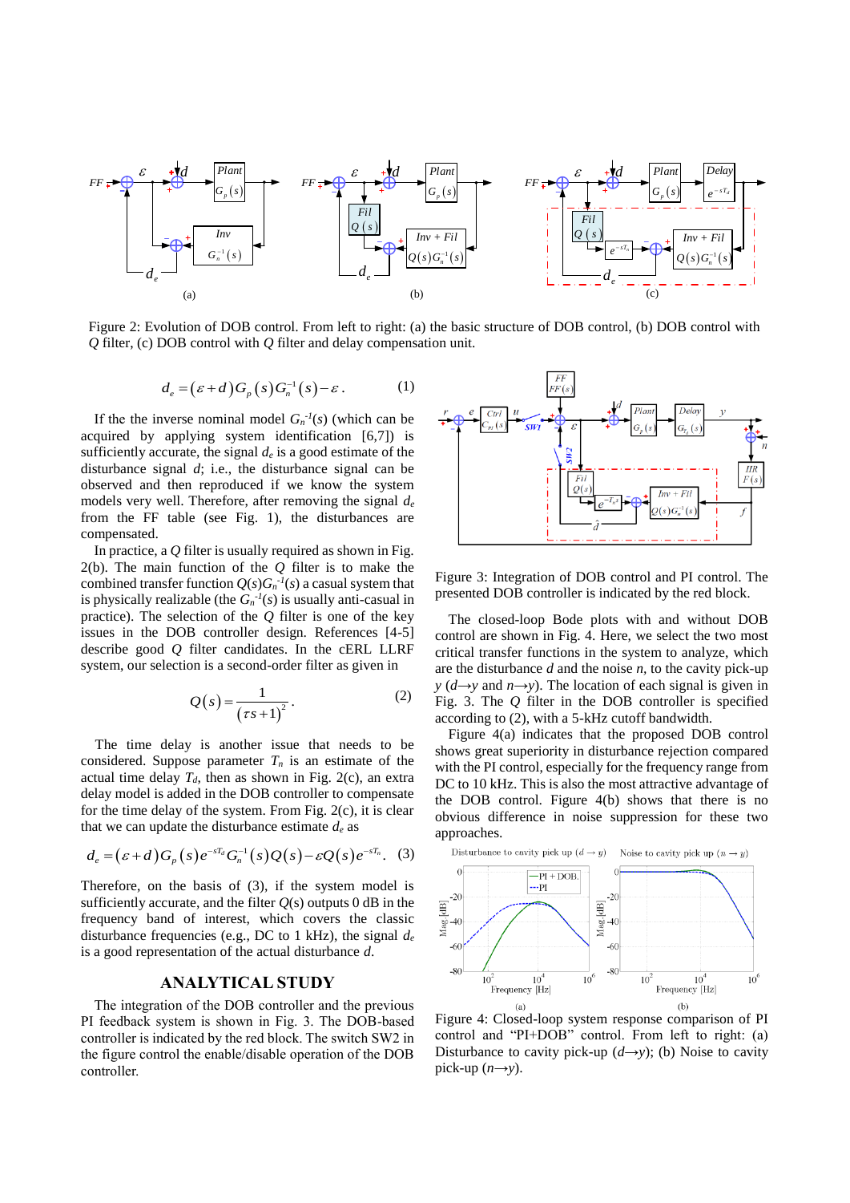Figure 2: Evolution of DOB control. From left to right: (a) the basic structure of DOB control, (b) DOB control with $Q$ filter, (c) DOB control with $Q$ filter and delay compensation unit.

$$d_e = (\varepsilon + d) G_p(s) G_n^{-1}(s) - \varepsilon . \qquad (1)$$

If the the inverse nominal model $G_n^{-1}(s)$ (which can be acquired by applying system identification [6,7]) is sufficiently accurate, the signal $d_e$ is a good estimate of the disturbance signal $d$; i.e., the disturbance signal can be observed and then reproduced if we know the system models very well. Therefore, after removing the signal $d_e$ from the FF table (see Fig. 1), the disturbances are compensated.

In practice, a $Q$ filter is usually required as shown in Fig. 2(b). The main function of the $Q$ filter is to make the combined transfer function $Q(s)G_n^{-1}(s)$ a casual system that is physically realizable (the $G_n^{-1}(s)$ is usually anti-causal in practice). The selection of the $Q$ filter is one of the key issues in the DOB controller design. References [4-5] describe good $Q$ filter candidates. In the cERL LLRF system, our selection is a second-order filter as given in

$$Q(s) = \frac{1}{(\tau s + 1)^2} . \qquad (2)$$

The time delay is another issue that needs to be considered. Suppose parameter $T_n$ is an estimate of the actual time delay $T_d$, then as shown in Fig. 2(c), an extra delay model is added in the DOB controller to compensate for the time delay of the system. From Fig. 2(c), it is clear that we can update the disturbance estimate $d_e$ as

$$d_e = (\varepsilon + d) G_p(s) e^{-sT_d} G_n^{-1}(s) Q(s) - \varepsilon Q(s) e^{-sT_n} . \quad (3)$$

Therefore, on the basis of (3), if the system model is sufficiently accurate, and the filter $Q(s)$ outputs 0 dB in the frequency band of interest, which covers the classic disturbance frequencies (e.g., DC to 1 kHz), the signal $d_e$ is a good representation of the actual disturbance $d$.

## ANALYTICAL STUDY

The integration of the DOB controller and the previous PI feedback system is shown in Fig. 3. The DOB-based controller is indicated by the red block. The switch SW2 in the figure control the enable/disable operation of the DOB controller.

Figure 3: Integration of DOB control and PI control. The presented DOB controller is indicated by the red block.

The closed-loop Bode plots with and without DOB control are shown in Fig. 4. Here, we select the two most critical transfer functions in the system to analyze, which are the disturbance $d$ and the noise $n$, to the cavity pick-up $y$ ($d \to y$ and $n \to y$). The location of each signal is given in Fig. 3. The $Q$ filter in the DOB controller is specified according to (2), with a 5-kHz cutoff bandwidth.

Figure 4(a) indicates that the proposed DOB control shows great superiority in disturbance rejection compared with the PI control, especially for the frequency range from DC to 10 kHz. This is also the most attractive advantage of the DOB control. Figure 4(b) shows that there is no obvious difference in noise suppression for these two approaches.

Figure 4: Closed-loop system response comparison of PI control and "PI+DOB" control. From left to right: (a) Disturbance to cavity pick-up ($d \to y$); (b) Noise to cavity pick-up ($n \to y$).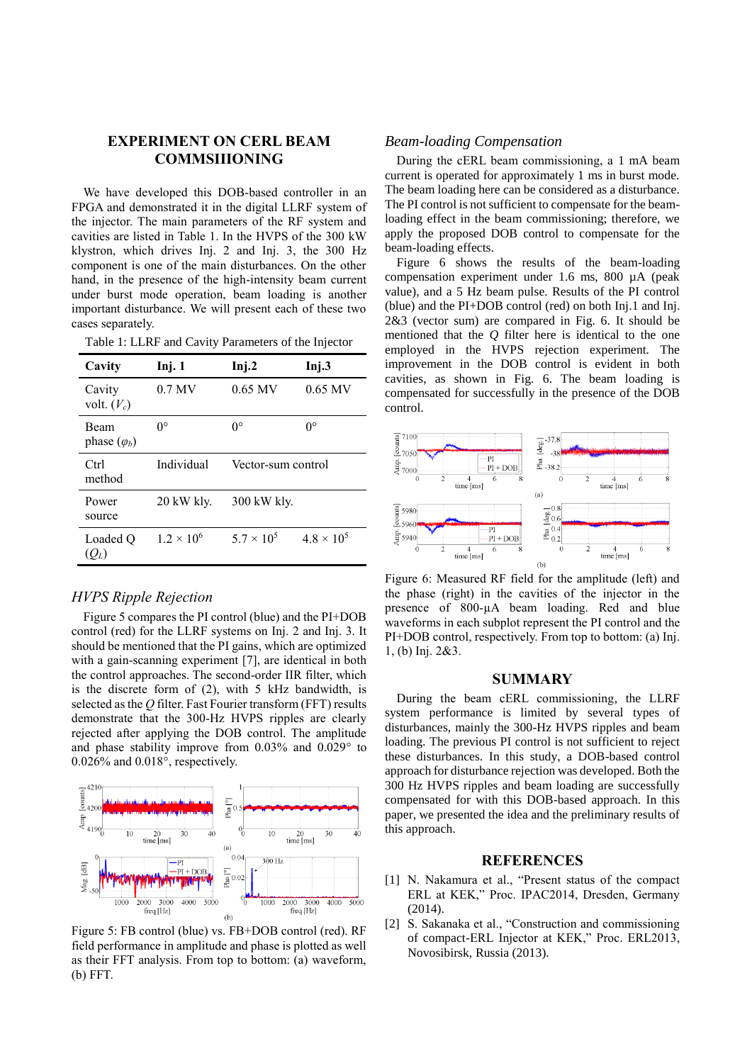## EXPERIMENT ON CERL BEAM COMMSIIIONING

We have developed this DOB-based controller in an FPGA and demonstrated it in the digital LLRF system of the injector. The main parameters of the RF system and cavities are listed in Table 1. In the HVPS of the 300 kW klystron, which drives Inj. 2 and Inj. 3, the 300 Hz component is one of the main disturbances. On the other hand, in the presence of the high-intensity beam current under burst mode operation, beam loading is another important disturbance. We will present each of these two cases separately.

Table 1: LLRF and Cavity Parameters of the Injector

| Cavity | Inj. 1 | Inj.2 | Inj.3 |
|---|---|---|---|
| Cavity volt. ($V_c$) | 0.7 MV | 0.65 MV | 0.65 MV |
| Beam phase ($\varphi_b$) | 0° | 0° | 0° |
| Ctrl method | Individual | Vector-sum control | |
| Power source | 20 kW kly. | 300 kW kly. | |
| Loaded Q ($Q_L$) | $1.2 \times 10^6$ | $5.7 \times 10^5$ | $4.8 \times 10^5$ |

### *HVPS Ripple Rejection*

Figure 5 compares the PI control (blue) and the PI+DOB control (red) for the LLRF systems on Inj. 2 and Inj. 3. It should be mentioned that the PI gains, which are optimized with a gain-scanning experiment [7], are identical in both the control approaches. The second-order IIR filter, which is the discrete form of (2), with 5 kHz bandwidth, is selected as the $Q$ filter. Fast Fourier transform (FFT) results demonstrate that the 300-Hz HVPS ripples are clearly rejected after applying the DOB control. The amplitude and phase stability improve from 0.03% and 0.029° to 0.026% and 0.018°, respectively.

Figure 5: FB control (blue) vs. FB+DOB control (red). RF field performance in amplitude and phase is plotted as well as their FFT analysis. From top to bottom: (a) waveform, (b) FFT.

### *Beam-loading Compensation*

During the cERL beam commissioning, a 1 mA beam current is operated for approximately 1 ms in burst mode. The beam loading here can be considered as a disturbance. The PI control is not sufficient to compensate for the beam-loading effect in the beam commissioning; therefore, we apply the proposed DOB control to compensate for the beam-loading effects.

Figure 6 shows the results of the beam-loading compensation experiment under 1.6 ms, 800 µA (peak value), and a 5 Hz beam pulse. Results of the PI control (blue) and the PI+DOB control (red) on both Inj.1 and Inj. 2&3 (vector sum) are compared in Fig. 6. It should be mentioned that the $Q$ filter here is identical to the one employed in the HVPS rejection experiment. The improvement in the DOB control is evident in both cavities, as shown in Fig. 6. The beam loading is compensated for successfully in the presence of the DOB control.

Figure 6: Measured RF field for the amplitude (left) and the phase (right) in the cavities of the injector in the presence of 800-µA beam loading. Red and blue waveforms in each subplot represent the PI control and the PI+DOB control, respectively. From top to bottom: (a) Inj. 1, (b) Inj. 2&3.

## SUMMARY

During the beam cERL commissioning, the LLRF system performance is limited by several types of disturbances, mainly the 300-Hz HVPS ripples and beam loading. The previous PI control is not sufficient to reject these disturbances. In this study, a DOB-based control approach for disturbance rejection was developed. Both the 300 Hz HVPS ripples and beam loading are successfully compensated for with this DOB-based approach. In this paper, we presented the idea and the preliminary results of this approach.

## REFERENCES

[1] N. Nakamura et al., "Present status of the compact ERL at KEK," Proc. IPAC2014, Dresden, Germany (2014).

[2] S. Sakanaka et al., "Construction and commissioning of compact-ERL Injector at KEK," Proc. ERL2013, Novosibirsk, Russia (2013).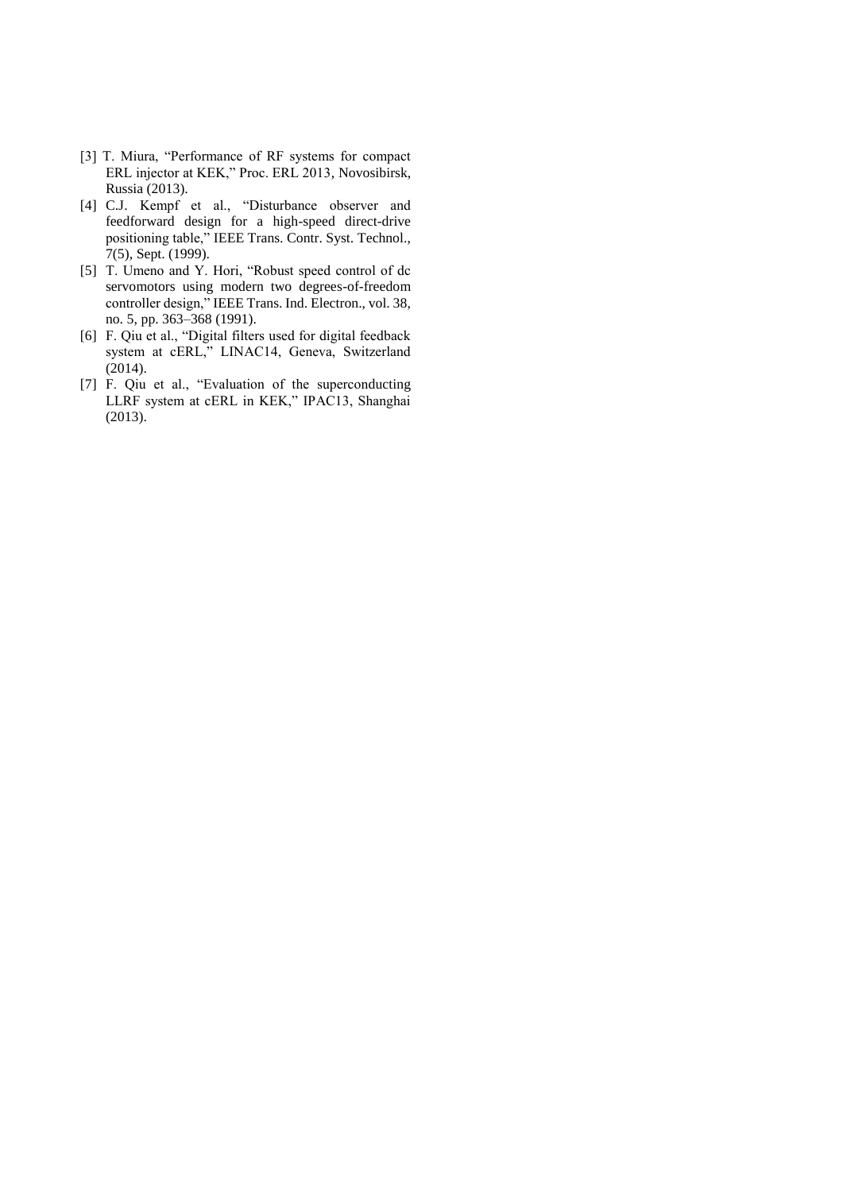[3] T. Miura, "Performance of RF systems for compact ERL injector at KEK," Proc. ERL 2013, Novosibirsk, Russia (2013).

[4] C.J. Kempf et al., "Disturbance observer and feedforward design for a high-speed direct-drive positioning table," IEEE Trans. Contr. Syst. Technol., 7(5), Sept. (1999).

[5] T. Umeno and Y. Hori, "Robust speed control of dc servomotors using modern two degrees-of-freedom controller design," IEEE Trans. Ind. Electron., vol. 38, no. 5, pp. 363–368 (1991).

[6] F. Qiu et al., "Digital filters used for digital feedback system at cERL," LINAC14, Geneva, Switzerland (2014).

[7] F. Qiu et al., "Evaluation of the superconducting LLRF system at cERL in KEK," IPAC13, Shanghai (2013).